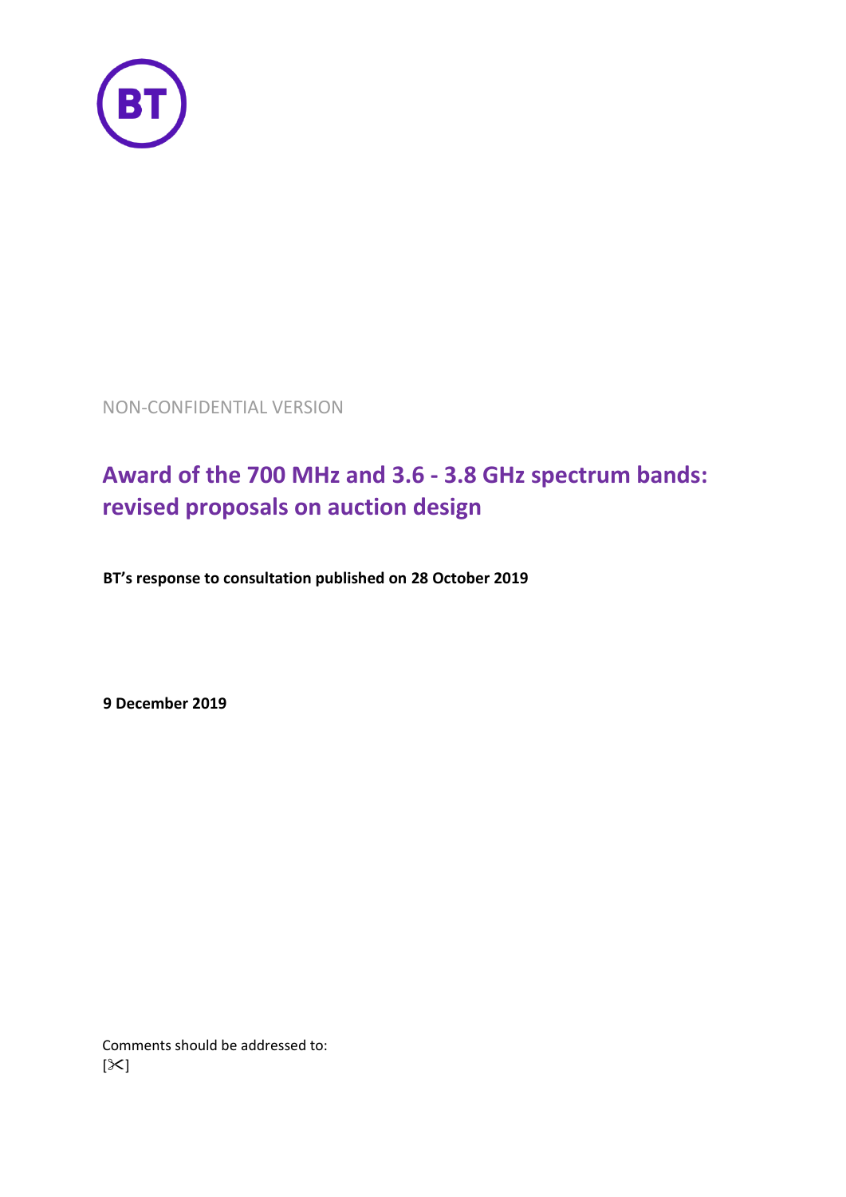NON-CONFIDENTIAL VERSION

# Award of the 700 MHz and 3.6 - 3.8 GHz spectrum bands: revised proposals on auction design

**BT's response to consultation published on 28 October 2019**

**9 December 2019**

Comments should be addressed to:
[✂]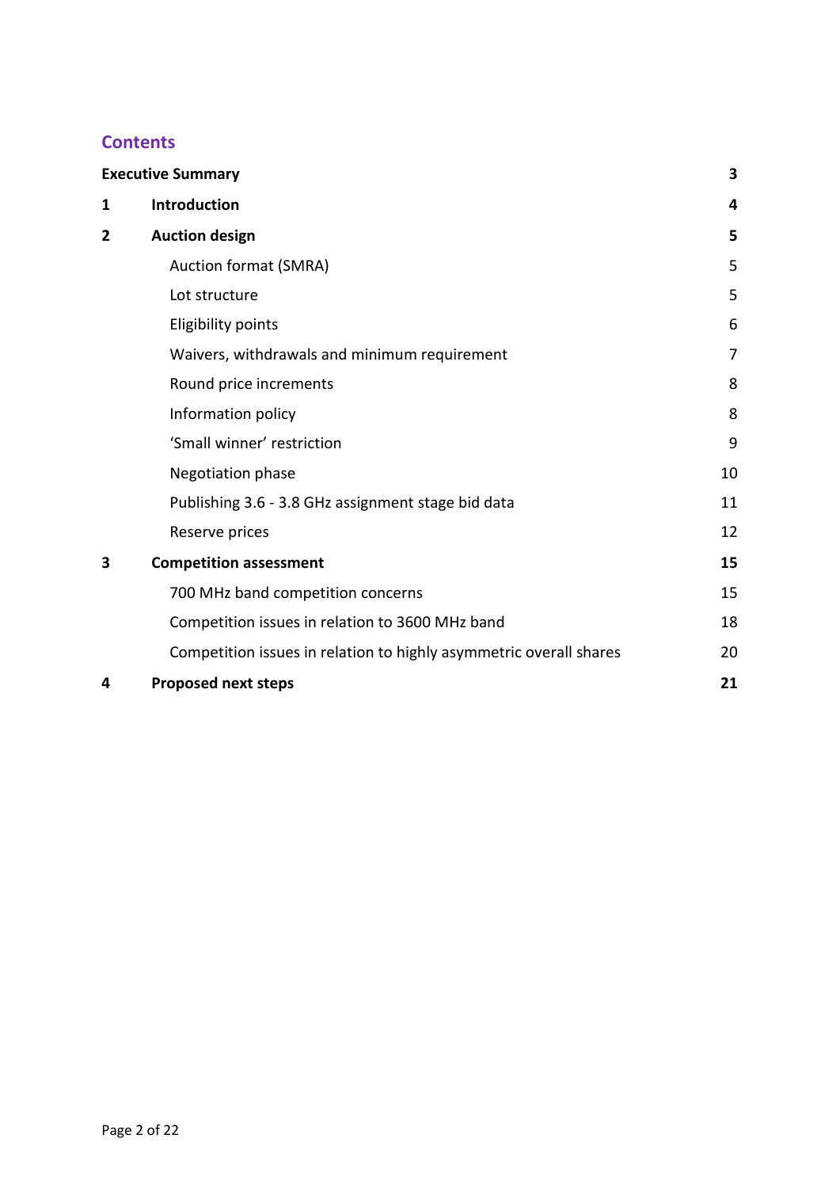## Contents

| | | |
|---|---|---|
| **Executive Summary** | | **3** |
| **1** | **Introduction** | **4** |
| **2** | **Auction design** | **5** |
| | Auction format (SMRA) | 5 |
| | Lot structure | 5 |
| | Eligibility points | 6 |
| | Waivers, withdrawals and minimum requirement | 7 |
| | Round price increments | 8 |
| | Information policy | 8 |
| | 'Small winner' restriction | 9 |
| | Negotiation phase | 10 |
| | Publishing 3.6 - 3.8 GHz assignment stage bid data | 11 |
| | Reserve prices | 12 |
| **3** | **Competition assessment** | **15** |
| | 700 MHz band competition concerns | 15 |
| | Competition issues in relation to 3600 MHz band | 18 |
| | Competition issues in relation to highly asymmetric overall shares | 20 |
| **4** | **Proposed next steps** | **21** |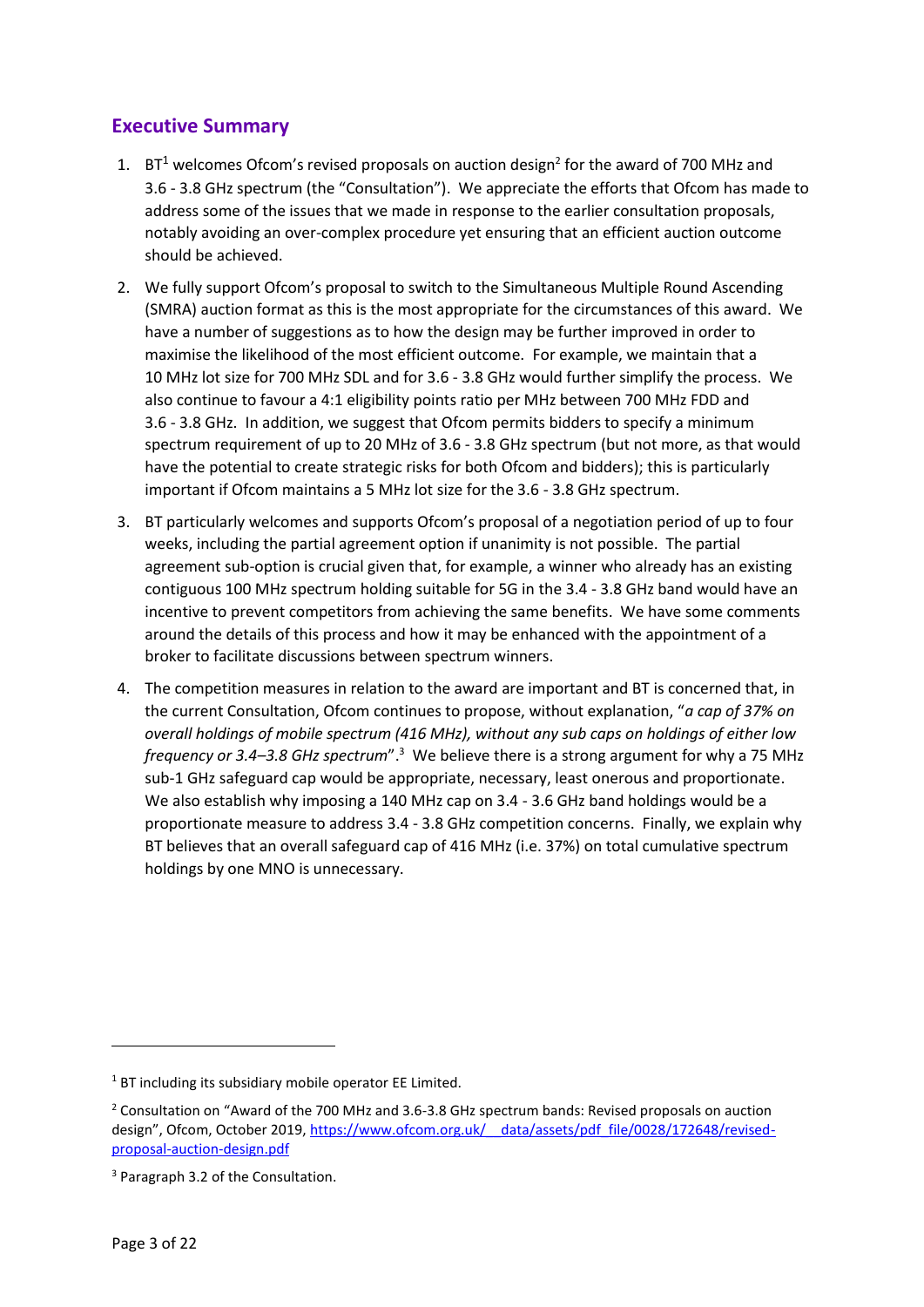## Executive Summary

1. BT[1] welcomes Ofcom's revised proposals on auction design[2] for the award of 700 MHz and 3.6 - 3.8 GHz spectrum (the "Consultation"). We appreciate the efforts that Ofcom has made to address some of the issues that we made in response to the earlier consultation proposals, notably avoiding an over-complex procedure yet ensuring that an efficient auction outcome should be achieved.

2. We fully support Ofcom's proposal to switch to the Simultaneous Multiple Round Ascending (SMRA) auction format as this is the most appropriate for the circumstances of this award. We have a number of suggestions as to how the design may be further improved in order to maximise the likelihood of the most efficient outcome. For example, we maintain that a 10 MHz lot size for 700 MHz SDL and for 3.6 - 3.8 GHz would further simplify the process. We also continue to favour a 4:1 eligibility points ratio per MHz between 700 MHz FDD and 3.6 - 3.8 GHz. In addition, we suggest that Ofcom permits bidders to specify a minimum spectrum requirement of up to 20 MHz of 3.6 - 3.8 GHz spectrum (but not more, as that would have the potential to create strategic risks for both Ofcom and bidders); this is particularly important if Ofcom maintains a 5 MHz lot size for the 3.6 - 3.8 GHz spectrum.

3. BT particularly welcomes and supports Ofcom's proposal of a negotiation period of up to four weeks, including the partial agreement option if unanimity is not possible. The partial agreement sub-option is crucial given that, for example, a winner who already has an existing contiguous 100 MHz spectrum holding suitable for 5G in the 3.4 - 3.8 GHz band would have an incentive to prevent competitors from achieving the same benefits. We have some comments around the details of this process and how it may be enhanced with the appointment of a broker to facilitate discussions between spectrum winners.

4. The competition measures in relation to the award are important and BT is concerned that, in the current Consultation, Ofcom continues to propose, without explanation, "*a cap of 37% on overall holdings of mobile spectrum (416 MHz), without any sub caps on holdings of either low frequency or 3.4–3.8 GHz spectrum*".[3] We believe there is a strong argument for why a 75 MHz sub-1 GHz safeguard cap would be appropriate, necessary, least onerous and proportionate. We also establish why imposing a 140 MHz cap on 3.4 - 3.6 GHz band holdings would be a proportionate measure to address 3.4 - 3.8 GHz competition concerns. Finally, we explain why BT believes that an overall safeguard cap of 416 MHz (i.e. 37%) on total cumulative spectrum holdings by one MNO is unnecessary.

---

[1] BT including its subsidiary mobile operator EE Limited.

[2] Consultation on "Award of the 700 MHz and 3.6-3.8 GHz spectrum bands: Revised proposals on auction design", Ofcom, October 2019, https://www.ofcom.org.uk/__data/assets/pdf_file/0028/172648/revised-proposal-auction-design.pdf

[3] Paragraph 3.2 of the Consultation.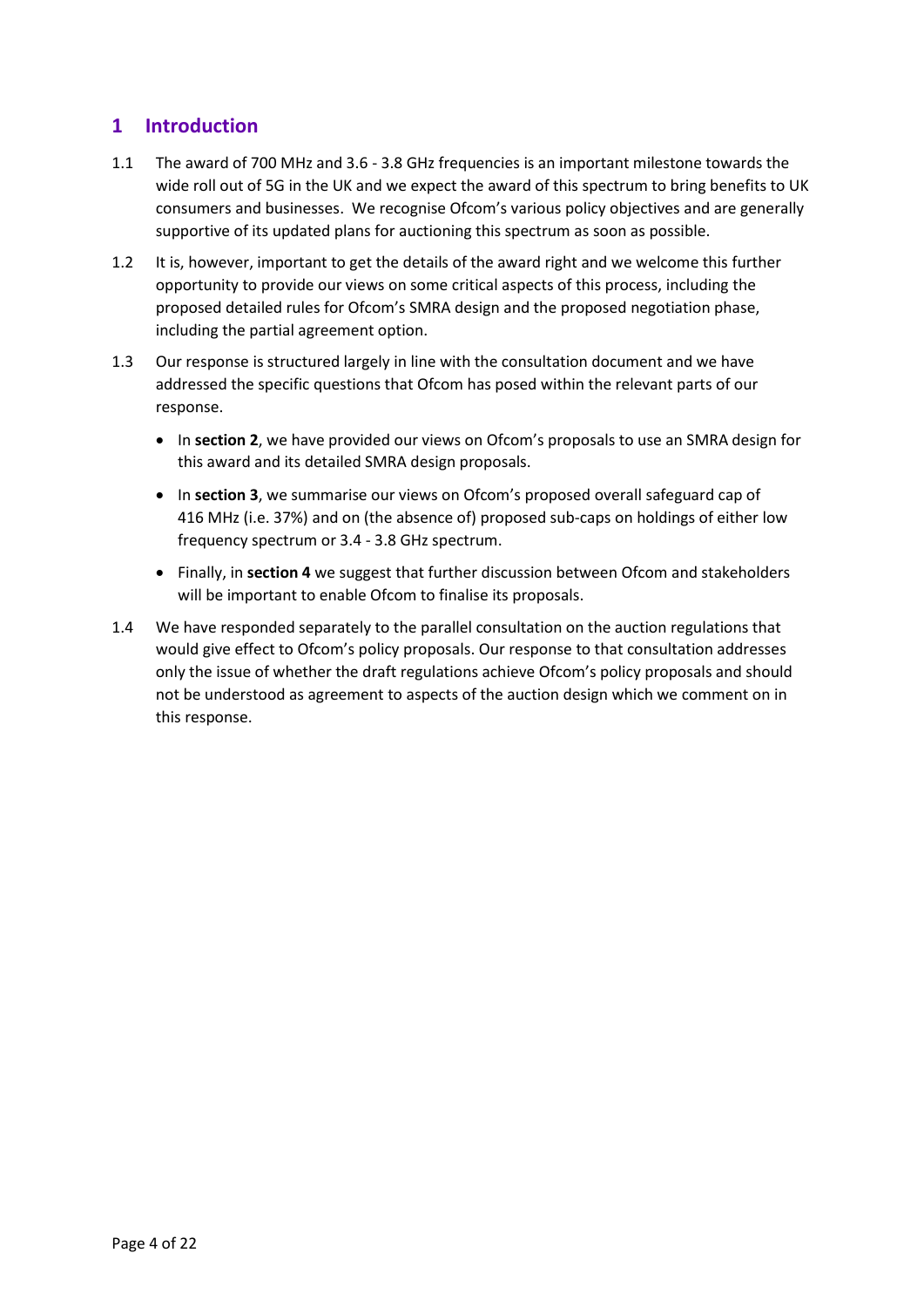## 1 Introduction

1.1 The award of 700 MHz and 3.6 - 3.8 GHz frequencies is an important milestone towards the wide roll out of 5G in the UK and we expect the award of this spectrum to bring benefits to UK consumers and businesses. We recognise Ofcom's various policy objectives and are generally supportive of its updated plans for auctioning this spectrum as soon as possible.

1.2 It is, however, important to get the details of the award right and we welcome this further opportunity to provide our views on some critical aspects of this process, including the proposed detailed rules for Ofcom's SMRA design and the proposed negotiation phase, including the partial agreement option.

1.3 Our response is structured largely in line with the consultation document and we have addressed the specific questions that Ofcom has posed within the relevant parts of our response.

- In **section 2**, we have provided our views on Ofcom's proposals to use an SMRA design for this award and its detailed SMRA design proposals.
- In **section 3**, we summarise our views on Ofcom's proposed overall safeguard cap of 416 MHz (i.e. 37%) and on (the absence of) proposed sub-caps on holdings of either low frequency spectrum or 3.4 - 3.8 GHz spectrum.
- Finally, in **section 4** we suggest that further discussion between Ofcom and stakeholders will be important to enable Ofcom to finalise its proposals.

1.4 We have responded separately to the parallel consultation on the auction regulations that would give effect to Ofcom's policy proposals. Our response to that consultation addresses only the issue of whether the draft regulations achieve Ofcom's policy proposals and should not be understood as agreement to aspects of the auction design which we comment on in this response.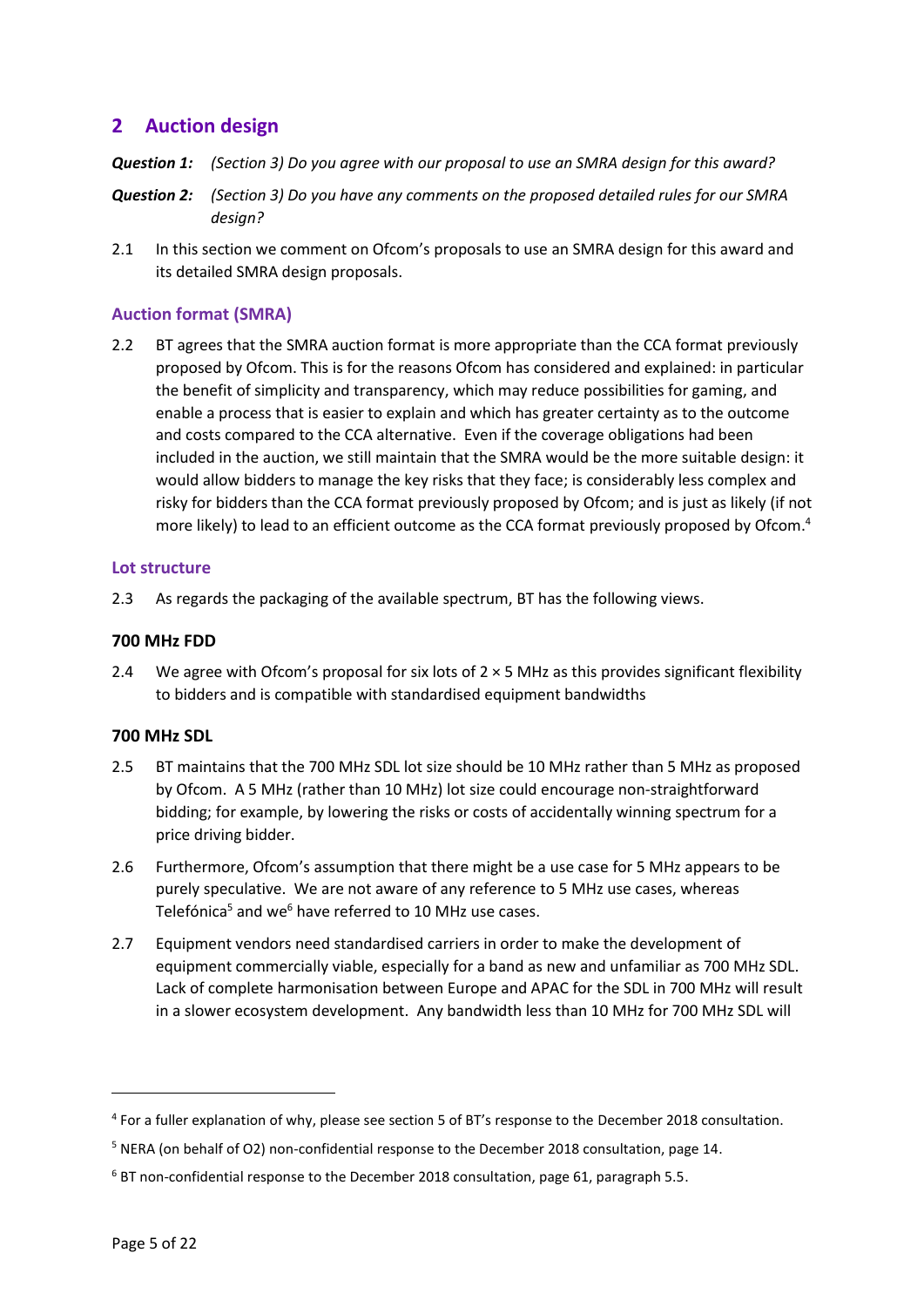## 2 Auction design

***Question 1:*** *(Section 3) Do you agree with our proposal to use an SMRA design for this award?*

***Question 2:*** *(Section 3) Do you have any comments on the proposed detailed rules for our SMRA design?*

2.1 In this section we comment on Ofcom's proposals to use an SMRA design for this award and its detailed SMRA design proposals.

### Auction format (SMRA)

2.2 BT agrees that the SMRA auction format is more appropriate than the CCA format previously proposed by Ofcom. This is for the reasons Ofcom has considered and explained: in particular the benefit of simplicity and transparency, which may reduce possibilities for gaming, and enable a process that is easier to explain and which has greater certainty as to the outcome and costs compared to the CCA alternative. Even if the coverage obligations had been included in the auction, we still maintain that the SMRA would be the more suitable design: it would allow bidders to manage the key risks that they face; is considerably less complex and risky for bidders than the CCA format previously proposed by Ofcom; and is just as likely (if not more likely) to lead to an efficient outcome as the CCA format previously proposed by Ofcom.[4]

### Lot structure

2.3 As regards the packaging of the available spectrum, BT has the following views.

#### 700 MHz FDD

2.4 We agree with Ofcom's proposal for six lots of 2 × 5 MHz as this provides significant flexibility to bidders and is compatible with standardised equipment bandwidths

#### 700 MHz SDL

2.5 BT maintains that the 700 MHz SDL lot size should be 10 MHz rather than 5 MHz as proposed by Ofcom. A 5 MHz (rather than 10 MHz) lot size could encourage non-straightforward bidding; for example, by lowering the risks or costs of accidentally winning spectrum for a price driving bidder.

2.6 Furthermore, Ofcom's assumption that there might be a use case for 5 MHz appears to be purely speculative. We are not aware of any reference to 5 MHz use cases, whereas Telefónica[5] and we[6] have referred to 10 MHz use cases.

2.7 Equipment vendors need standardised carriers in order to make the development of equipment commercially viable, especially for a band as new and unfamiliar as 700 MHz SDL. Lack of complete harmonisation between Europe and APAC for the SDL in 700 MHz will result in a slower ecosystem development. Any bandwidth less than 10 MHz for 700 MHz SDL will

---

[4] For a fuller explanation of why, please see section 5 of BT's response to the December 2018 consultation.

[5] NERA (on behalf of O2) non-confidential response to the December 2018 consultation, page 14.

[6] BT non-confidential response to the December 2018 consultation, page 61, paragraph 5.5.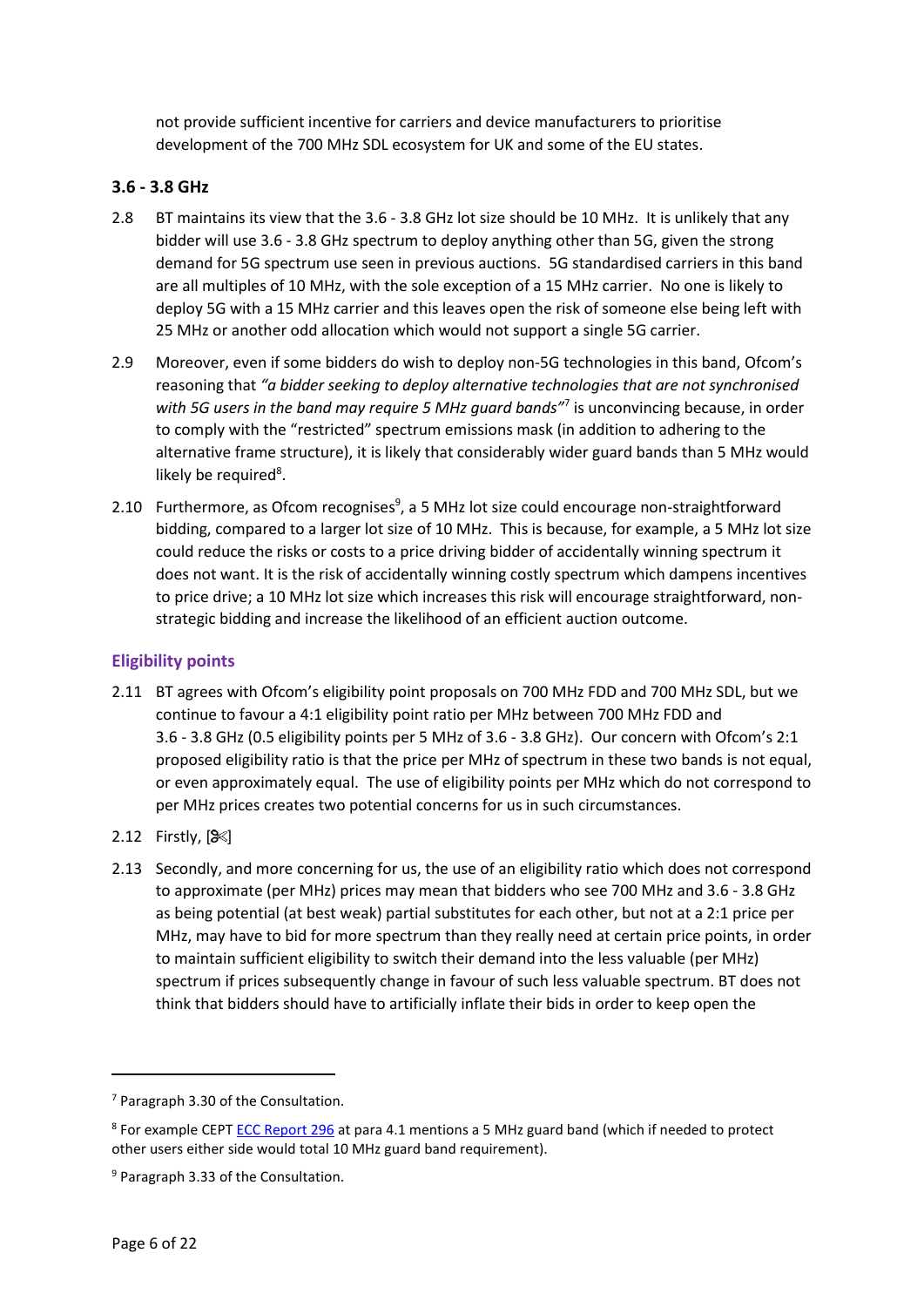not provide sufficient incentive for carriers and device manufacturers to prioritise development of the 700 MHz SDL ecosystem for UK and some of the EU states.

### 3.6 - 3.8 GHz

2.8 BT maintains its view that the 3.6 - 3.8 GHz lot size should be 10 MHz. It is unlikely that any bidder will use 3.6 - 3.8 GHz spectrum to deploy anything other than 5G, given the strong demand for 5G spectrum use seen in previous auctions. 5G standardised carriers in this band are all multiples of 10 MHz, with the sole exception of a 15 MHz carrier. No one is likely to deploy 5G with a 15 MHz carrier and this leaves open the risk of someone else being left with 25 MHz or another odd allocation which would not support a single 5G carrier.

2.9 Moreover, even if some bidders do wish to deploy non-5G technologies in this band, Ofcom's reasoning that *"a bidder seeking to deploy alternative technologies that are not synchronised with 5G users in the band may require 5 MHz guard bands"*[7] is unconvincing because, in order to comply with the "restricted" spectrum emissions mask (in addition to adhering to the alternative frame structure), it is likely that considerably wider guard bands than 5 MHz would likely be required[8].

2.10 Furthermore, as Ofcom recognises[9], a 5 MHz lot size could encourage non-straightforward bidding, compared to a larger lot size of 10 MHz. This is because, for example, a 5 MHz lot size could reduce the risks or costs to a price driving bidder of accidentally winning spectrum it does not want. It is the risk of accidentally winning costly spectrum which dampens incentives to price drive; a 10 MHz lot size which increases this risk will encourage straightforward, non-strategic bidding and increase the likelihood of an efficient auction outcome.

## Eligibility points

2.11 BT agrees with Ofcom's eligibility point proposals on 700 MHz FDD and 700 MHz SDL, but we continue to favour a 4:1 eligibility point ratio per MHz between 700 MHz FDD and 3.6 - 3.8 GHz (0.5 eligibility points per 5 MHz of 3.6 - 3.8 GHz). Our concern with Ofcom's 2:1 proposed eligibility ratio is that the price per MHz of spectrum in these two bands is not equal, or even approximately equal. The use of eligibility points per MHz which do not correspond to per MHz prices creates two potential concerns for us in such circumstances.

2.12 Firstly, [✂]

2.13 Secondly, and more concerning for us, the use of an eligibility ratio which does not correspond to approximate (per MHz) prices may mean that bidders who see 700 MHz and 3.6 - 3.8 GHz as being potential (at best weak) partial substitutes for each other, but not at a 2:1 price per MHz, may have to bid for more spectrum than they really need at certain price points, in order to maintain sufficient eligibility to switch their demand into the less valuable (per MHz) spectrum if prices subsequently change in favour of such less valuable spectrum. BT does not think that bidders should have to artificially inflate their bids in order to keep open the

---

[7] Paragraph 3.30 of the Consultation.

[8] For example CEPT ECC Report 296 at para 4.1 mentions a 5 MHz guard band (which if needed to protect other users either side would total 10 MHz guard band requirement).

[9] Paragraph 3.33 of the Consultation.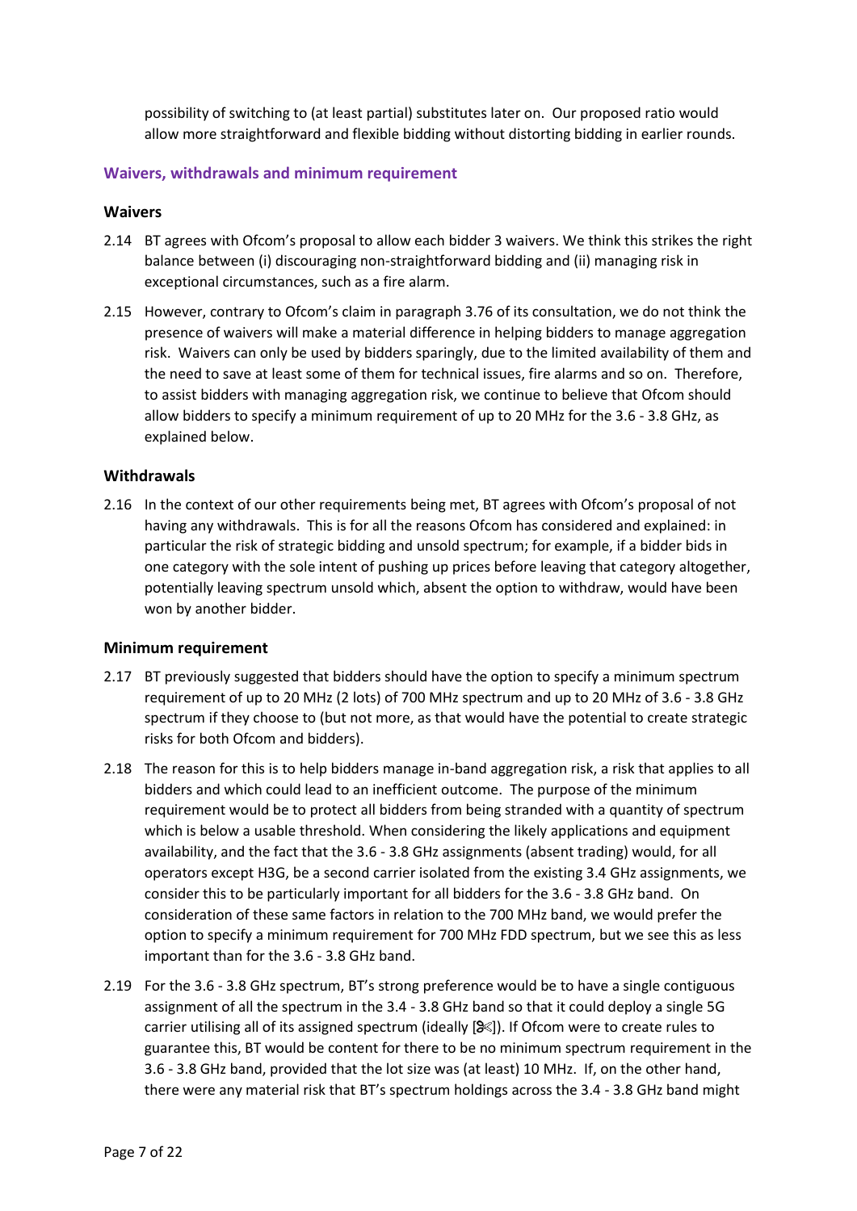possibility of switching to (at least partial) substitutes later on. Our proposed ratio would allow more straightforward and flexible bidding without distorting bidding in earlier rounds.

### Waivers, withdrawals and minimum requirement

#### Waivers

2.14 BT agrees with Ofcom's proposal to allow each bidder 3 waivers. We think this strikes the right balance between (i) discouraging non-straightforward bidding and (ii) managing risk in exceptional circumstances, such as a fire alarm.

2.15 However, contrary to Ofcom's claim in paragraph 3.76 of its consultation, we do not think the presence of waivers will make a material difference in helping bidders to manage aggregation risk. Waivers can only be used by bidders sparingly, due to the limited availability of them and the need to save at least some of them for technical issues, fire alarms and so on. Therefore, to assist bidders with managing aggregation risk, we continue to believe that Ofcom should allow bidders to specify a minimum requirement of up to 20 MHz for the 3.6 - 3.8 GHz, as explained below.

#### Withdrawals

2.16 In the context of our other requirements being met, BT agrees with Ofcom's proposal of not having any withdrawals. This is for all the reasons Ofcom has considered and explained: in particular the risk of strategic bidding and unsold spectrum; for example, if a bidder bids in one category with the sole intent of pushing up prices before leaving that category altogether, potentially leaving spectrum unsold which, absent the option to withdraw, would have been won by another bidder.

#### Minimum requirement

2.17 BT previously suggested that bidders should have the option to specify a minimum spectrum requirement of up to 20 MHz (2 lots) of 700 MHz spectrum and up to 20 MHz of 3.6 - 3.8 GHz spectrum if they choose to (but not more, as that would have the potential to create strategic risks for both Ofcom and bidders).

2.18 The reason for this is to help bidders manage in-band aggregation risk, a risk that applies to all bidders and which could lead to an inefficient outcome. The purpose of the minimum requirement would be to protect all bidders from being stranded with a quantity of spectrum which is below a usable threshold. When considering the likely applications and equipment availability, and the fact that the 3.6 - 3.8 GHz assignments (absent trading) would, for all operators except H3G, be a second carrier isolated from the existing 3.4 GHz assignments, we consider this to be particularly important for all bidders for the 3.6 - 3.8 GHz band. On consideration of these same factors in relation to the 700 MHz band, we would prefer the option to specify a minimum requirement for 700 MHz FDD spectrum, but we see this as less important than for the 3.6 - 3.8 GHz band.

2.19 For the 3.6 - 3.8 GHz spectrum, BT's strong preference would be to have a single contiguous assignment of all the spectrum in the 3.4 - 3.8 GHz band so that it could deploy a single 5G carrier utilising all of its assigned spectrum (ideally [✂]). If Ofcom were to create rules to guarantee this, BT would be content for there to be no minimum spectrum requirement in the 3.6 - 3.8 GHz band, provided that the lot size was (at least) 10 MHz. If, on the other hand, there were any material risk that BT's spectrum holdings across the 3.4 - 3.8 GHz band might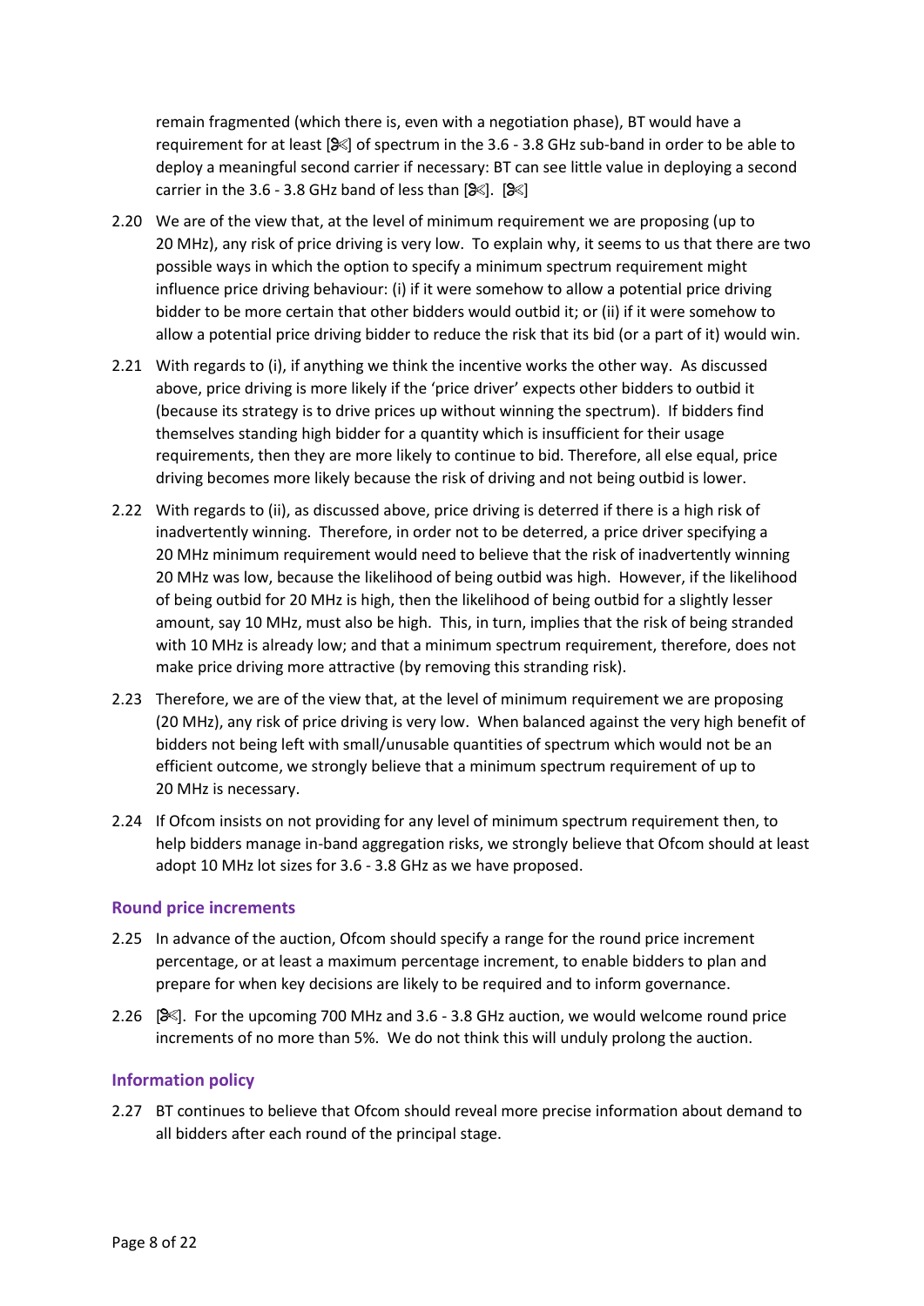remain fragmented (which there is, even with a negotiation phase), BT would have a requirement for at least [✂] of spectrum in the 3.6 - 3.8 GHz sub-band in order to be able to deploy a meaningful second carrier if necessary: BT can see little value in deploying a second carrier in the 3.6 - 3.8 GHz band of less than [✂]. [✂]

2.20 We are of the view that, at the level of minimum requirement we are proposing (up to 20 MHz), any risk of price driving is very low. To explain why, it seems to us that there are two possible ways in which the option to specify a minimum spectrum requirement might influence price driving behaviour: (i) if it were somehow to allow a potential price driving bidder to be more certain that other bidders would outbid it; or (ii) if it were somehow to allow a potential price driving bidder to reduce the risk that its bid (or a part of it) would win.

2.21 With regards to (i), if anything we think the incentive works the other way. As discussed above, price driving is more likely if the 'price driver' expects other bidders to outbid it (because its strategy is to drive prices up without winning the spectrum). If bidders find themselves standing high bidder for a quantity which is insufficient for their usage requirements, then they are more likely to continue to bid. Therefore, all else equal, price driving becomes more likely because the risk of driving and not being outbid is lower.

2.22 With regards to (ii), as discussed above, price driving is deterred if there is a high risk of inadvertently winning. Therefore, in order not to be deterred, a price driver specifying a 20 MHz minimum requirement would need to believe that the risk of inadvertently winning 20 MHz was low, because the likelihood of being outbid was high. However, if the likelihood of being outbid for 20 MHz is high, then the likelihood of being outbid for a slightly lesser amount, say 10 MHz, must also be high. This, in turn, implies that the risk of being stranded with 10 MHz is already low; and that a minimum spectrum requirement, therefore, does not make price driving more attractive (by removing this stranding risk).

2.23 Therefore, we are of the view that, at the level of minimum requirement we are proposing (20 MHz), any risk of price driving is very low. When balanced against the very high benefit of bidders not being left with small/unusable quantities of spectrum which would not be an efficient outcome, we strongly believe that a minimum spectrum requirement of up to 20 MHz is necessary.

2.24 If Ofcom insists on not providing for any level of minimum spectrum requirement then, to help bidders manage in-band aggregation risks, we strongly believe that Ofcom should at least adopt 10 MHz lot sizes for 3.6 - 3.8 GHz as we have proposed.

### Round price increments

2.25 In advance of the auction, Ofcom should specify a range for the round price increment percentage, or at least a maximum percentage increment, to enable bidders to plan and prepare for when key decisions are likely to be required and to inform governance.

2.26 [✂]. For the upcoming 700 MHz and 3.6 - 3.8 GHz auction, we would welcome round price increments of no more than 5%. We do not think this will unduly prolong the auction.

### Information policy

2.27 BT continues to believe that Ofcom should reveal more precise information about demand to all bidders after each round of the principal stage.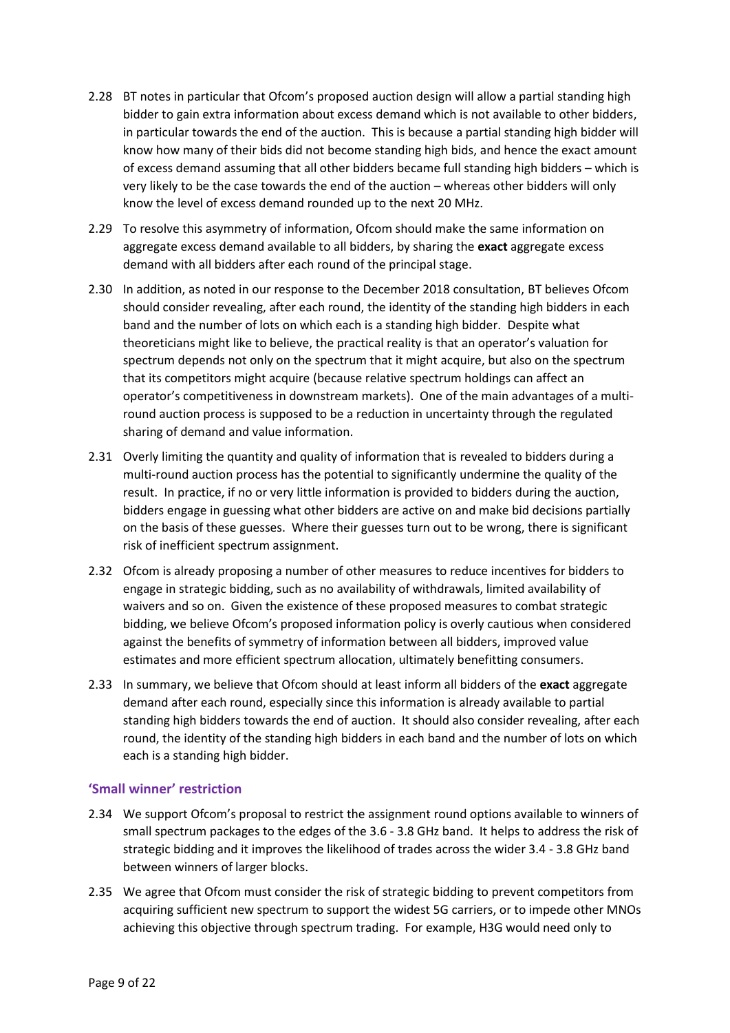2.28 BT notes in particular that Ofcom's proposed auction design will allow a partial standing high bidder to gain extra information about excess demand which is not available to other bidders, in particular towards the end of the auction. This is because a partial standing high bidder will know how many of their bids did not become standing high bids, and hence the exact amount of excess demand assuming that all other bidders became full standing high bidders – which is very likely to be the case towards the end of the auction – whereas other bidders will only know the level of excess demand rounded up to the next 20 MHz.

2.29 To resolve this asymmetry of information, Ofcom should make the same information on aggregate excess demand available to all bidders, by sharing the **exact** aggregate excess demand with all bidders after each round of the principal stage.

2.30 In addition, as noted in our response to the December 2018 consultation, BT believes Ofcom should consider revealing, after each round, the identity of the standing high bidders in each band and the number of lots on which each is a standing high bidder. Despite what theoreticians might like to believe, the practical reality is that an operator's valuation for spectrum depends not only on the spectrum that it might acquire, but also on the spectrum that its competitors might acquire (because relative spectrum holdings can affect an operator's competitiveness in downstream markets). One of the main advantages of a multi-round auction process is supposed to be a reduction in uncertainty through the regulated sharing of demand and value information.

2.31 Overly limiting the quantity and quality of information that is revealed to bidders during a multi-round auction process has the potential to significantly undermine the quality of the result. In practice, if no or very little information is provided to bidders during the auction, bidders engage in guessing what other bidders are active on and make bid decisions partially on the basis of these guesses. Where their guesses turn out to be wrong, there is significant risk of inefficient spectrum assignment.

2.32 Ofcom is already proposing a number of other measures to reduce incentives for bidders to engage in strategic bidding, such as no availability of withdrawals, limited availability of waivers and so on. Given the existence of these proposed measures to combat strategic bidding, we believe Ofcom's proposed information policy is overly cautious when considered against the benefits of symmetry of information between all bidders, improved value estimates and more efficient spectrum allocation, ultimately benefitting consumers.

2.33 In summary, we believe that Ofcom should at least inform all bidders of the **exact** aggregate demand after each round, especially since this information is already available to partial standing high bidders towards the end of auction. It should also consider revealing, after each round, the identity of the standing high bidders in each band and the number of lots on which each is a standing high bidder.

### 'Small winner' restriction

2.34 We support Ofcom's proposal to restrict the assignment round options available to winners of small spectrum packages to the edges of the 3.6 - 3.8 GHz band. It helps to address the risk of strategic bidding and it improves the likelihood of trades across the wider 3.4 - 3.8 GHz band between winners of larger blocks.

2.35 We agree that Ofcom must consider the risk of strategic bidding to prevent competitors from acquiring sufficient new spectrum to support the widest 5G carriers, or to impede other MNOs achieving this objective through spectrum trading. For example, H3G would need only to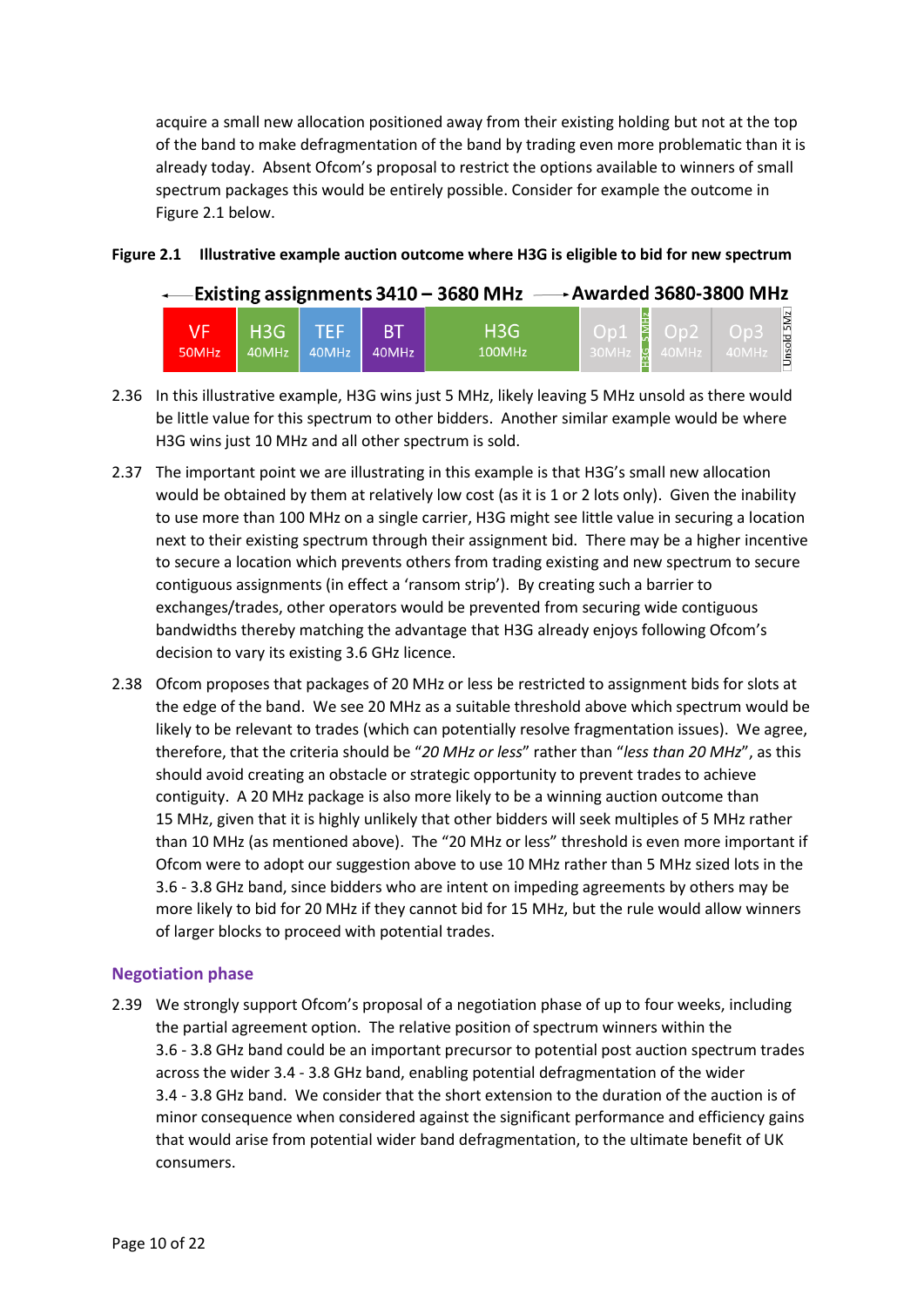acquire a small new allocation positioned away from their existing holding but not at the top of the band to make defragmentation of the band by trading even more problematic than it is already today. Absent Ofcom's proposal to restrict the options available to winners of small spectrum packages this would be entirely possible. Consider for example the outcome in Figure 2.1 below.

**Figure 2.1 Illustrative example auction outcome where H3G is eligible to bid for new spectrum**

| Existing assignments 3410 – 3680 MHz | | | | | Awarded 3680-3800 MHz | | | | |
|---|---|---|---|---|---|---|---|---|---|
| VF 50MHz | H3G 40MHz | TEF 40MHz | BT 40MHz | H3G 100MHz | Op1 30MHz | H3G 5MHz | Op2 40MHz | Op3 40MHz | Unsold 5MHz |

2.36 In this illustrative example, H3G wins just 5 MHz, likely leaving 5 MHz unsold as there would be little value for this spectrum to other bidders. Another similar example would be where H3G wins just 10 MHz and all other spectrum is sold.

2.37 The important point we are illustrating in this example is that H3G's small new allocation would be obtained by them at relatively low cost (as it is 1 or 2 lots only). Given the inability to use more than 100 MHz on a single carrier, H3G might see little value in securing a location next to their existing spectrum through their assignment bid. There may be a higher incentive to secure a location which prevents others from trading existing and new spectrum to secure contiguous assignments (in effect a 'ransom strip'). By creating such a barrier to exchanges/trades, other operators would be prevented from securing wide contiguous bandwidths thereby matching the advantage that H3G already enjoys following Ofcom's decision to vary its existing 3.6 GHz licence.

2.38 Ofcom proposes that packages of 20 MHz or less be restricted to assignment bids for slots at the edge of the band. We see 20 MHz as a suitable threshold above which spectrum would be likely to be relevant to trades (which can potentially resolve fragmentation issues). We agree, therefore, that the criteria should be "*20 MHz or less*" rather than "*less than 20 MHz*", as this should avoid creating an obstacle or strategic opportunity to prevent trades to achieve contiguity. A 20 MHz package is also more likely to be a winning auction outcome than 15 MHz, given that it is highly unlikely that other bidders will seek multiples of 5 MHz rather than 10 MHz (as mentioned above). The "20 MHz or less" threshold is even more important if Ofcom were to adopt our suggestion above to use 10 MHz rather than 5 MHz sized lots in the 3.6 - 3.8 GHz band, since bidders who are intent on impeding agreements by others may be more likely to bid for 20 MHz if they cannot bid for 15 MHz, but the rule would allow winners of larger blocks to proceed with potential trades.

### Negotiation phase

2.39 We strongly support Ofcom's proposal of a negotiation phase of up to four weeks, including the partial agreement option. The relative position of spectrum winners within the 3.6 - 3.8 GHz band could be an important precursor to potential post auction spectrum trades across the wider 3.4 - 3.8 GHz band, enabling potential defragmentation of the wider 3.4 - 3.8 GHz band. We consider that the short extension to the duration of the auction is of minor consequence when considered against the significant performance and efficiency gains that would arise from potential wider band defragmentation, to the ultimate benefit of UK consumers.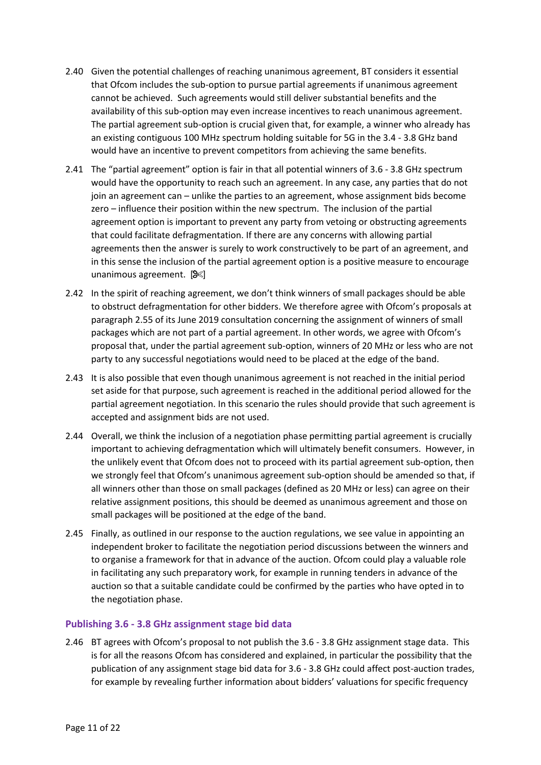2.40 Given the potential challenges of reaching unanimous agreement, BT considers it essential that Ofcom includes the sub-option to pursue partial agreements if unanimous agreement cannot be achieved. Such agreements would still deliver substantial benefits and the availability of this sub-option may even increase incentives to reach unanimous agreement. The partial agreement sub-option is crucial given that, for example, a winner who already has an existing contiguous 100 MHz spectrum holding suitable for 5G in the 3.4 - 3.8 GHz band would have an incentive to prevent competitors from achieving the same benefits.

2.41 The "partial agreement" option is fair in that all potential winners of 3.6 - 3.8 GHz spectrum would have the opportunity to reach such an agreement. In any case, any parties that do not join an agreement can – unlike the parties to an agreement, whose assignment bids become zero – influence their position within the new spectrum. The inclusion of the partial agreement option is important to prevent any party from vetoing or obstructing agreements that could facilitate defragmentation. If there are any concerns with allowing partial agreements then the answer is surely to work constructively to be part of an agreement, and in this sense the inclusion of the partial agreement option is a positive measure to encourage unanimous agreement. [✂]

2.42 In the spirit of reaching agreement, we don't think winners of small packages should be able to obstruct defragmentation for other bidders. We therefore agree with Ofcom's proposals at paragraph 2.55 of its June 2019 consultation concerning the assignment of winners of small packages which are not part of a partial agreement. In other words, we agree with Ofcom's proposal that, under the partial agreement sub-option, winners of 20 MHz or less who are not party to any successful negotiations would need to be placed at the edge of the band.

2.43 It is also possible that even though unanimous agreement is not reached in the initial period set aside for that purpose, such agreement is reached in the additional period allowed for the partial agreement negotiation. In this scenario the rules should provide that such agreement is accepted and assignment bids are not used.

2.44 Overall, we think the inclusion of a negotiation phase permitting partial agreement is crucially important to achieving defragmentation which will ultimately benefit consumers. However, in the unlikely event that Ofcom does not to proceed with its partial agreement sub-option, then we strongly feel that Ofcom's unanimous agreement sub-option should be amended so that, if all winners other than those on small packages (defined as 20 MHz or less) can agree on their relative assignment positions, this should be deemed as unanimous agreement and those on small packages will be positioned at the edge of the band.

2.45 Finally, as outlined in our response to the auction regulations, we see value in appointing an independent broker to facilitate the negotiation period discussions between the winners and to organise a framework for that in advance of the auction. Ofcom could play a valuable role in facilitating any such preparatory work, for example in running tenders in advance of the auction so that a suitable candidate could be confirmed by the parties who have opted in to the negotiation phase.

### Publishing 3.6 - 3.8 GHz assignment stage bid data

2.46 BT agrees with Ofcom's proposal to not publish the 3.6 - 3.8 GHz assignment stage data. This is for all the reasons Ofcom has considered and explained, in particular the possibility that the publication of any assignment stage bid data for 3.6 - 3.8 GHz could affect post-auction trades, for example by revealing further information about bidders' valuations for specific frequency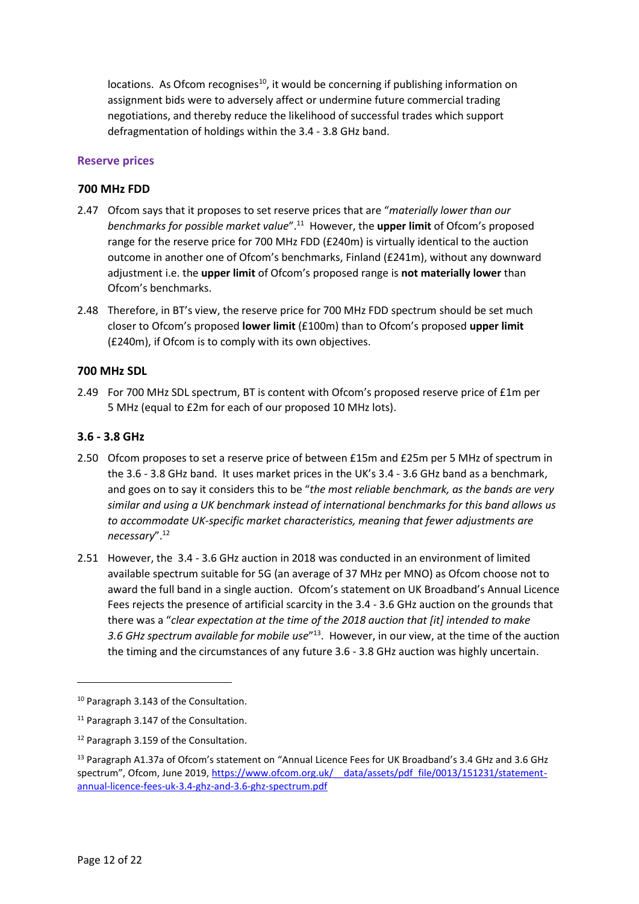locations. As Ofcom recognises[10], it would be concerning if publishing information on assignment bids were to adversely affect or undermine future commercial trading negotiations, and thereby reduce the likelihood of successful trades which support defragmentation of holdings within the 3.4 - 3.8 GHz band.

## Reserve prices

### 700 MHz FDD

2.47 Ofcom says that it proposes to set reserve prices that are "*materially lower than our benchmarks for possible market value*".[11] However, the **upper limit** of Ofcom's proposed range for the reserve price for 700 MHz FDD (£240m) is virtually identical to the auction outcome in another one of Ofcom's benchmarks, Finland (£241m), without any downward adjustment i.e. the **upper limit** of Ofcom's proposed range is **not materially lower** than Ofcom's benchmarks.

2.48 Therefore, in BT's view, the reserve price for 700 MHz FDD spectrum should be set much closer to Ofcom's proposed **lower limit** (£100m) than to Ofcom's proposed **upper limit** (£240m), if Ofcom is to comply with its own objectives.

### 700 MHz SDL

2.49 For 700 MHz SDL spectrum, BT is content with Ofcom's proposed reserve price of £1m per 5 MHz (equal to £2m for each of our proposed 10 MHz lots).

### 3.6 - 3.8 GHz

2.50 Ofcom proposes to set a reserve price of between £15m and £25m per 5 MHz of spectrum in the 3.6 - 3.8 GHz band. It uses market prices in the UK's 3.4 - 3.6 GHz band as a benchmark, and goes on to say it considers this to be "*the most reliable benchmark, as the bands are very similar and using a UK benchmark instead of international benchmarks for this band allows us to accommodate UK-specific market characteristics, meaning that fewer adjustments are necessary*".[12]

2.51 However, the 3.4 - 3.6 GHz auction in 2018 was conducted in an environment of limited available spectrum suitable for 5G (an average of 37 MHz per MNO) as Ofcom choose not to award the full band in a single auction. Ofcom's statement on UK Broadband's Annual Licence Fees rejects the presence of artificial scarcity in the 3.4 - 3.6 GHz auction on the grounds that there was a "*clear expectation at the time of the 2018 auction that [it] intended to make 3.6 GHz spectrum available for mobile use*"[13]. However, in our view, at the time of the auction the timing and the circumstances of any future 3.6 - 3.8 GHz auction was highly uncertain.

---

[10] Paragraph 3.143 of the Consultation.

[11] Paragraph 3.147 of the Consultation.

[12] Paragraph 3.159 of the Consultation.

[13] Paragraph A1.37a of Ofcom's statement on "Annual Licence Fees for UK Broadband's 3.4 GHz and 3.6 GHz spectrum", Ofcom, June 2019, https://www.ofcom.org.uk/__data/assets/pdf_file/0013/151231/statement-annual-licence-fees-uk-3.4-ghz-and-3.6-ghz-spectrum.pdf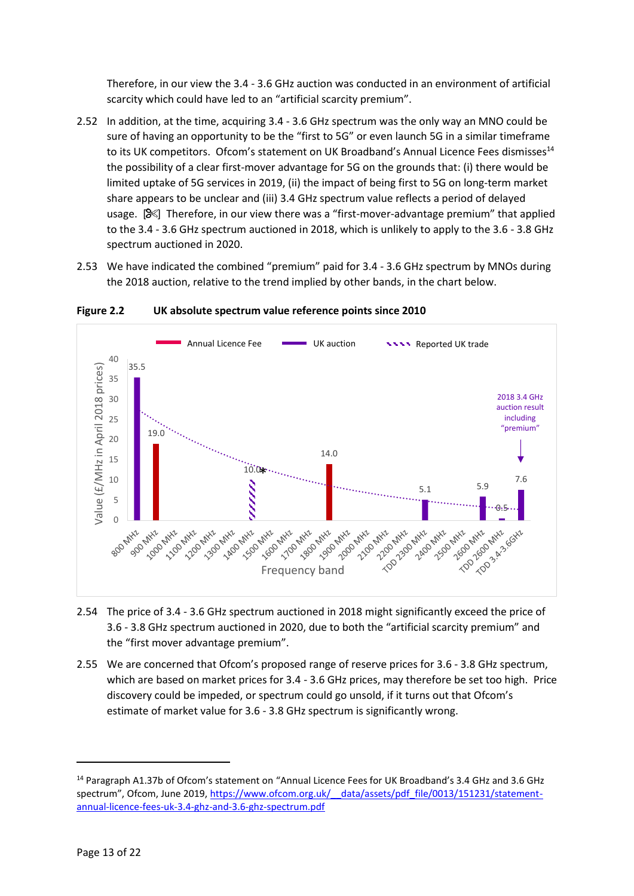Therefore, in our view the 3.4 - 3.6 GHz auction was conducted in an environment of artificial scarcity which could have led to an "artificial scarcity premium".

2.52 In addition, at the time, acquiring 3.4 - 3.6 GHz spectrum was the only way an MNO could be sure of having an opportunity to be the "first to 5G" or even launch 5G in a similar timeframe to its UK competitors. Ofcom's statement on UK Broadband's Annual Licence Fees dismisses[14] the possibility of a clear first-mover advantage for 5G on the grounds that: (i) there would be limited uptake of 5G services in 2019, (ii) the impact of being first to 5G on long-term market share appears to be unclear and (iii) 3.4 GHz spectrum value reflects a period of delayed usage. [✂] Therefore, in our view there was a "first-mover-advantage premium" that applied to the 3.4 - 3.6 GHz spectrum auctioned in 2018, which is unlikely to apply to the 3.6 - 3.8 GHz spectrum auctioned in 2020.

2.53 We have indicated the combined "premium" paid for 3.4 - 3.6 GHz spectrum by MNOs during the 2018 auction, relative to the trend implied by other bands, in the chart below.

**Figure 2.2 UK absolute spectrum value reference points since 2010**

2.54 The price of 3.4 - 3.6 GHz spectrum auctioned in 2018 might significantly exceed the price of 3.6 - 3.8 GHz spectrum auctioned in 2020, due to both the "artificial scarcity premium" and the "first mover advantage premium".

2.55 We are concerned that Ofcom's proposed range of reserve prices for 3.6 - 3.8 GHz spectrum, which are based on market prices for 3.4 - 3.6 GHz prices, may therefore be set too high. Price discovery could be impeded, or spectrum could go unsold, if it turns out that Ofcom's estimate of market value for 3.6 - 3.8 GHz spectrum is significantly wrong.

---

[14] Paragraph A1.37b of Ofcom's statement on "Annual Licence Fees for UK Broadband's 3.4 GHz and 3.6 GHz spectrum", Ofcom, June 2019, https://www.ofcom.org.uk/__data/assets/pdf_file/0013/151231/statement-annual-licence-fees-uk-3.4-ghz-and-3.6-ghz-spectrum.pdf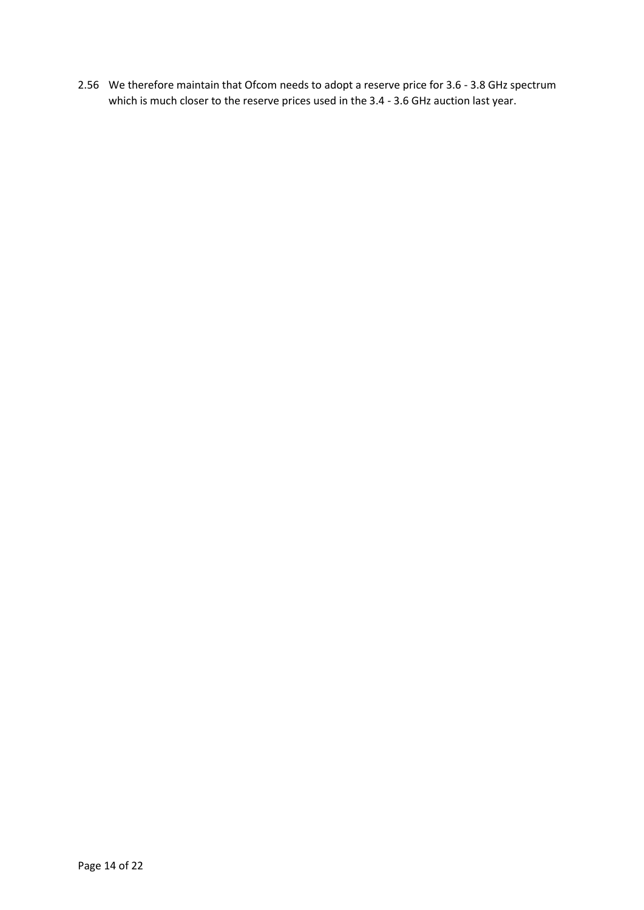2.56 We therefore maintain that Ofcom needs to adopt a reserve price for 3.6 - 3.8 GHz spectrum which is much closer to the reserve prices used in the 3.4 - 3.6 GHz auction last year.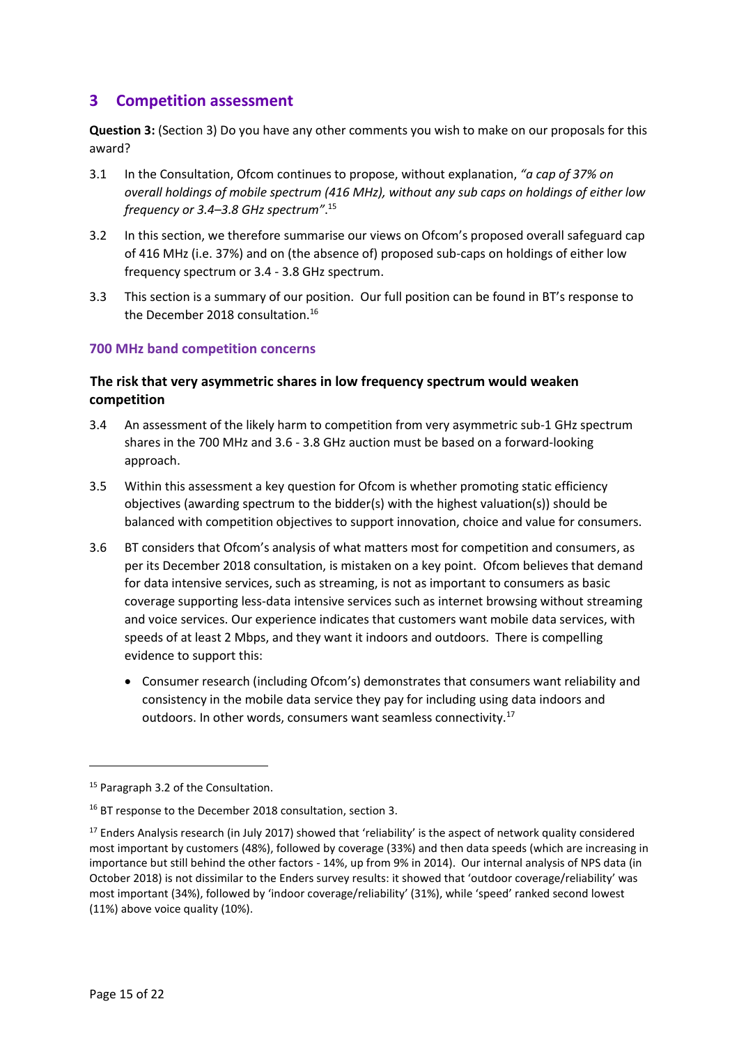## 3 Competition assessment

**Question 3:** (Section 3) Do you have any other comments you wish to make on our proposals for this award?

3.1 In the Consultation, Ofcom continues to propose, without explanation, *"a cap of 37% on overall holdings of mobile spectrum (416 MHz), without any sub caps on holdings of either low frequency or 3.4–3.8 GHz spectrum"*.[15]

3.2 In this section, we therefore summarise our views on Ofcom's proposed overall safeguard cap of 416 MHz (i.e. 37%) and on (the absence of) proposed sub-caps on holdings of either low frequency spectrum or 3.4 - 3.8 GHz spectrum.

3.3 This section is a summary of our position. Our full position can be found in BT's response to the December 2018 consultation.[16]

### 700 MHz band competition concerns

#### The risk that very asymmetric shares in low frequency spectrum would weaken competition

3.4 An assessment of the likely harm to competition from very asymmetric sub-1 GHz spectrum shares in the 700 MHz and 3.6 - 3.8 GHz auction must be based on a forward-looking approach.

3.5 Within this assessment a key question for Ofcom is whether promoting static efficiency objectives (awarding spectrum to the bidder(s) with the highest valuation(s)) should be balanced with competition objectives to support innovation, choice and value for consumers.

3.6 BT considers that Ofcom's analysis of what matters most for competition and consumers, as per its December 2018 consultation, is mistaken on a key point. Ofcom believes that demand for data intensive services, such as streaming, is not as important to consumers as basic coverage supporting less-data intensive services such as internet browsing without streaming and voice services. Our experience indicates that customers want mobile data services, with speeds of at least 2 Mbps, and they want it indoors and outdoors. There is compelling evidence to support this:

- Consumer research (including Ofcom's) demonstrates that consumers want reliability and consistency in the mobile data service they pay for including using data indoors and outdoors. In other words, consumers want seamless connectivity.[17]

---

[15] Paragraph 3.2 of the Consultation.

[16] BT response to the December 2018 consultation, section 3.

[17] Enders Analysis research (in July 2017) showed that 'reliability' is the aspect of network quality considered most important by customers (48%), followed by coverage (33%) and then data speeds (which are increasing in importance but still behind the other factors - 14%, up from 9% in 2014). Our internal analysis of NPS data (in October 2018) is not dissimilar to the Enders survey results: it showed that 'outdoor coverage/reliability' was most important (34%), followed by 'indoor coverage/reliability' (31%), while 'speed' ranked second lowest (11%) above voice quality (10%).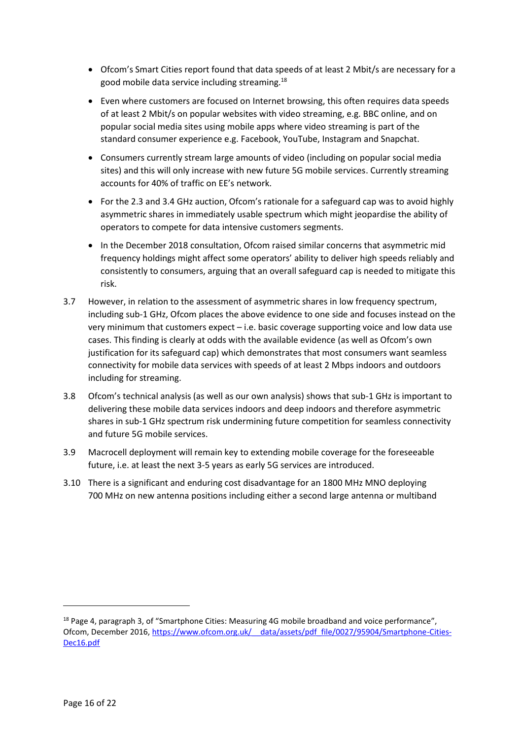- Ofcom's Smart Cities report found that data speeds of at least 2 Mbit/s are necessary for a good mobile data service including streaming.[18]
- Even where customers are focused on Internet browsing, this often requires data speeds of at least 2 Mbit/s on popular websites with video streaming, e.g. BBC online, and on popular social media sites using mobile apps where video streaming is part of the standard consumer experience e.g. Facebook, YouTube, Instagram and Snapchat.
- Consumers currently stream large amounts of video (including on popular social media sites) and this will only increase with new future 5G mobile services. Currently streaming accounts for 40% of traffic on EE's network.
- For the 2.3 and 3.4 GHz auction, Ofcom's rationale for a safeguard cap was to avoid highly asymmetric shares in immediately usable spectrum which might jeopardise the ability of operators to compete for data intensive customers segments.
- In the December 2018 consultation, Ofcom raised similar concerns that asymmetric mid frequency holdings might affect some operators' ability to deliver high speeds reliably and consistently to consumers, arguing that an overall safeguard cap is needed to mitigate this risk.

3.7 However, in relation to the assessment of asymmetric shares in low frequency spectrum, including sub-1 GHz, Ofcom places the above evidence to one side and focuses instead on the very minimum that customers expect – i.e. basic coverage supporting voice and low data use cases. This finding is clearly at odds with the available evidence (as well as Ofcom's own justification for its safeguard cap) which demonstrates that most consumers want seamless connectivity for mobile data services with speeds of at least 2 Mbps indoors and outdoors including for streaming.

3.8 Ofcom's technical analysis (as well as our own analysis) shows that sub-1 GHz is important to delivering these mobile data services indoors and deep indoors and therefore asymmetric shares in sub-1 GHz spectrum risk undermining future competition for seamless connectivity and future 5G mobile services.

3.9 Macrocell deployment will remain key to extending mobile coverage for the foreseeable future, i.e. at least the next 3-5 years as early 5G services are introduced.

3.10 There is a significant and enduring cost disadvantage for an 1800 MHz MNO deploying 700 MHz on new antenna positions including either a second large antenna or multiband

[18] Page 4, paragraph 3, of "Smartphone Cities: Measuring 4G mobile broadband and voice performance", Ofcom, December 2016, https://www.ofcom.org.uk/__data/assets/pdf_file/0027/95904/Smartphone-Cities-Dec16.pdf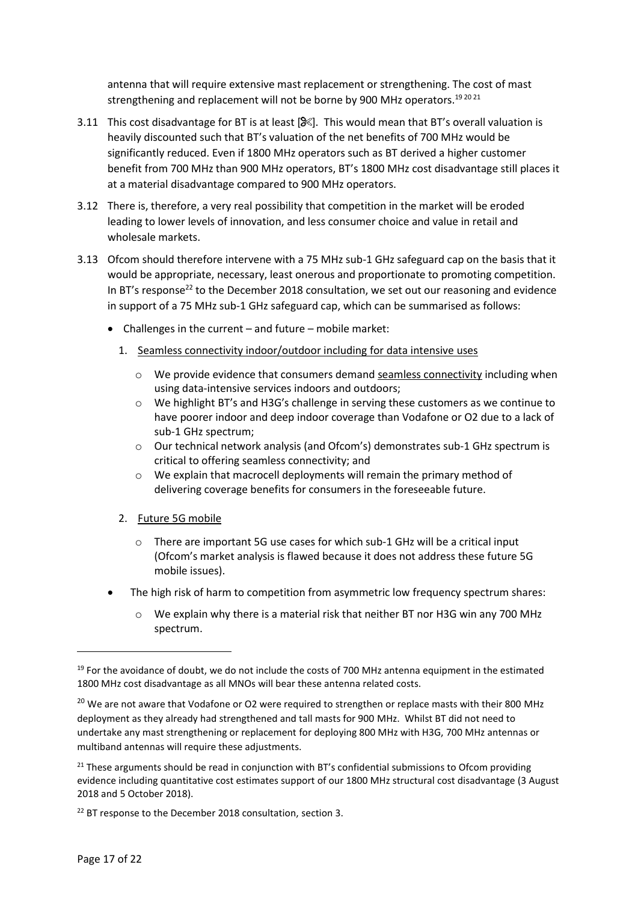antenna that will require extensive mast replacement or strengthening. The cost of mast strengthening and replacement will not be borne by 900 MHz operators.[19 20 21]

3.11 This cost disadvantage for BT is at least [✂]. This would mean that BT's overall valuation is heavily discounted such that BT's valuation of the net benefits of 700 MHz would be significantly reduced. Even if 1800 MHz operators such as BT derived a higher customer benefit from 700 MHz than 900 MHz operators, BT's 1800 MHz cost disadvantage still places it at a material disadvantage compared to 900 MHz operators.

3.12 There is, therefore, a very real possibility that competition in the market will be eroded leading to lower levels of innovation, and less consumer choice and value in retail and wholesale markets.

3.13 Ofcom should therefore intervene with a 75 MHz sub-1 GHz safeguard cap on the basis that it would be appropriate, necessary, least onerous and proportionate to promoting competition. In BT's response[22] to the December 2018 consultation, we set out our reasoning and evidence in support of a 75 MHz sub-1 GHz safeguard cap, which can be summarised as follows:

- Challenges in the current – and future – mobile market:
  1. <u>Seamless connectivity indoor/outdoor including for data intensive uses</u>
     - We provide evidence that consumers demand <u>seamless connectivity</u> including when using data-intensive services indoors and outdoors;
     - We highlight BT's and H3G's challenge in serving these customers as we continue to have poorer indoor and deep indoor coverage than Vodafone or O2 due to a lack of sub-1 GHz spectrum;
     - Our technical network analysis (and Ofcom's) demonstrates sub-1 GHz spectrum is critical to offering seamless connectivity; and
     - We explain that macrocell deployments will remain the primary method of delivering coverage benefits for consumers in the foreseeable future.
  2. <u>Future 5G mobile</u>
     - There are important 5G use cases for which sub-1 GHz will be a critical input (Ofcom's market analysis is flawed because it does not address these future 5G mobile issues).
- The high risk of harm to competition from asymmetric low frequency spectrum shares:
  - We explain why there is a material risk that neither BT nor H3G win any 700 MHz spectrum.

---

[19] For the avoidance of doubt, we do not include the costs of 700 MHz antenna equipment in the estimated 1800 MHz cost disadvantage as all MNOs will bear these antenna related costs.

[20] We are not aware that Vodafone or O2 were required to strengthen or replace masts with their 800 MHz deployment as they already had strengthened and tall masts for 900 MHz. Whilst BT did not need to undertake any mast strengthening or replacement for deploying 800 MHz with H3G, 700 MHz antennas or multiband antennas will require these adjustments.

[21] These arguments should be read in conjunction with BT's confidential submissions to Ofcom providing evidence including quantitative cost estimates support of our 1800 MHz structural cost disadvantage (3 August 2018 and 5 October 2018).

[22] BT response to the December 2018 consultation, section 3.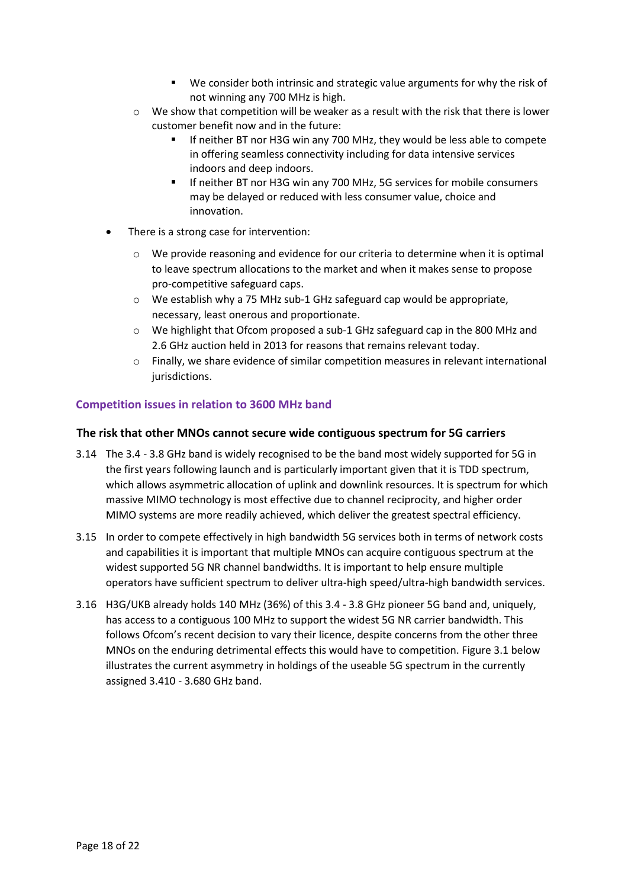- We consider both intrinsic and strategic value arguments for why the risk of not winning any 700 MHz is high.
    - We show that competition will be weaker as a result with the risk that there is lower customer benefit now and in the future:
        - If neither BT nor H3G win any 700 MHz, they would be less able to compete in offering seamless connectivity including for data intensive services indoors and deep indoors.
        - If neither BT nor H3G win any 700 MHz, 5G services for mobile consumers may be delayed or reduced with less consumer value, choice and innovation.
- There is a strong case for intervention:
    - We provide reasoning and evidence for our criteria to determine when it is optimal to leave spectrum allocations to the market and when it makes sense to propose pro-competitive safeguard caps.
    - We establish why a 75 MHz sub-1 GHz safeguard cap would be appropriate, necessary, least onerous and proportionate.
    - We highlight that Ofcom proposed a sub-1 GHz safeguard cap in the 800 MHz and 2.6 GHz auction held in 2013 for reasons that remains relevant today.
    - Finally, we share evidence of similar competition measures in relevant international jurisdictions.

## Competition issues in relation to 3600 MHz band

### The risk that other MNOs cannot secure wide contiguous spectrum for 5G carriers

3.14 The 3.4 - 3.8 GHz band is widely recognised to be the band most widely supported for 5G in the first years following launch and is particularly important given that it is TDD spectrum, which allows asymmetric allocation of uplink and downlink resources. It is spectrum for which massive MIMO technology is most effective due to channel reciprocity, and higher order MIMO systems are more readily achieved, which deliver the greatest spectral efficiency.

3.15 In order to compete effectively in high bandwidth 5G services both in terms of network costs and capabilities it is important that multiple MNOs can acquire contiguous spectrum at the widest supported 5G NR channel bandwidths. It is important to help ensure multiple operators have sufficient spectrum to deliver ultra-high speed/ultra-high bandwidth services.

3.16 H3G/UKB already holds 140 MHz (36%) of this 3.4 - 3.8 GHz pioneer 5G band and, uniquely, has access to a contiguous 100 MHz to support the widest 5G NR carrier bandwidth. This follows Ofcom's recent decision to vary their licence, despite concerns from the other three MNOs on the enduring detrimental effects this would have to competition. Figure 3.1 below illustrates the current asymmetry in holdings of the useable 5G spectrum in the currently assigned 3.410 - 3.680 GHz band.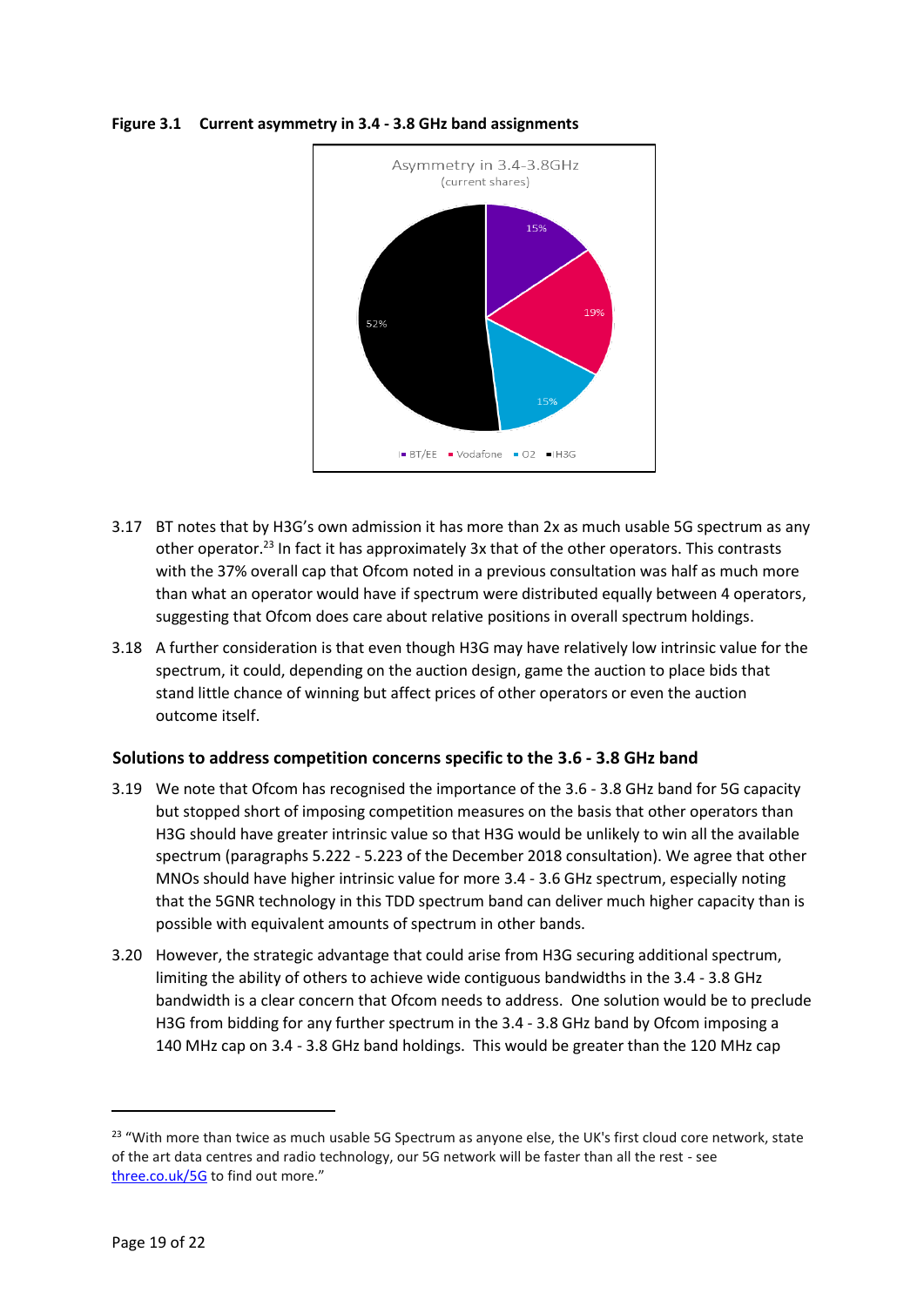**Figure 3.1 Current asymmetry in 3.4 - 3.8 GHz band assignments**

Asymmetry in 3.4-3.8GHz
(current shares)

| Operator | Share |
| --- | --- |
| BT/EE | 15% |
| Vodafone | 19% |
| O2 | 15% |
| H3G | 52% |

3.17 BT notes that by H3G's own admission it has more than 2x as much usable 5G spectrum as any other operator.[23] In fact it has approximately 3x that of the other operators. This contrasts with the 37% overall cap that Ofcom noted in a previous consultation was half as much more than what an operator would have if spectrum were distributed equally between 4 operators, suggesting that Ofcom does care about relative positions in overall spectrum holdings.

3.18 A further consideration is that even though H3G may have relatively low intrinsic value for the spectrum, it could, depending on the auction design, game the auction to place bids that stand little chance of winning but affect prices of other operators or even the auction outcome itself.

### Solutions to address competition concerns specific to the 3.6 - 3.8 GHz band

3.19 We note that Ofcom has recognised the importance of the 3.6 - 3.8 GHz band for 5G capacity but stopped short of imposing competition measures on the basis that other operators than H3G should have greater intrinsic value so that H3G would be unlikely to win all the available spectrum (paragraphs 5.222 - 5.223 of the December 2018 consultation). We agree that other MNOs should have higher intrinsic value for more 3.4 - 3.6 GHz spectrum, especially noting that the 5GNR technology in this TDD spectrum band can deliver much higher capacity than is possible with equivalent amounts of spectrum in other bands.

3.20 However, the strategic advantage that could arise from H3G securing additional spectrum, limiting the ability of others to achieve wide contiguous bandwidths in the 3.4 - 3.8 GHz bandwidth is a clear concern that Ofcom needs to address. One solution would be to preclude H3G from bidding for any further spectrum in the 3.4 - 3.8 GHz band by Ofcom imposing a 140 MHz cap on 3.4 - 3.8 GHz band holdings. This would be greater than the 120 MHz cap

[23] "With more than twice as much usable 5G Spectrum as anyone else, the UK's first cloud core network, state of the art data centres and radio technology, our 5G network will be faster than all the rest - see [three.co.uk/5G](three.co.uk/5G) to find out more."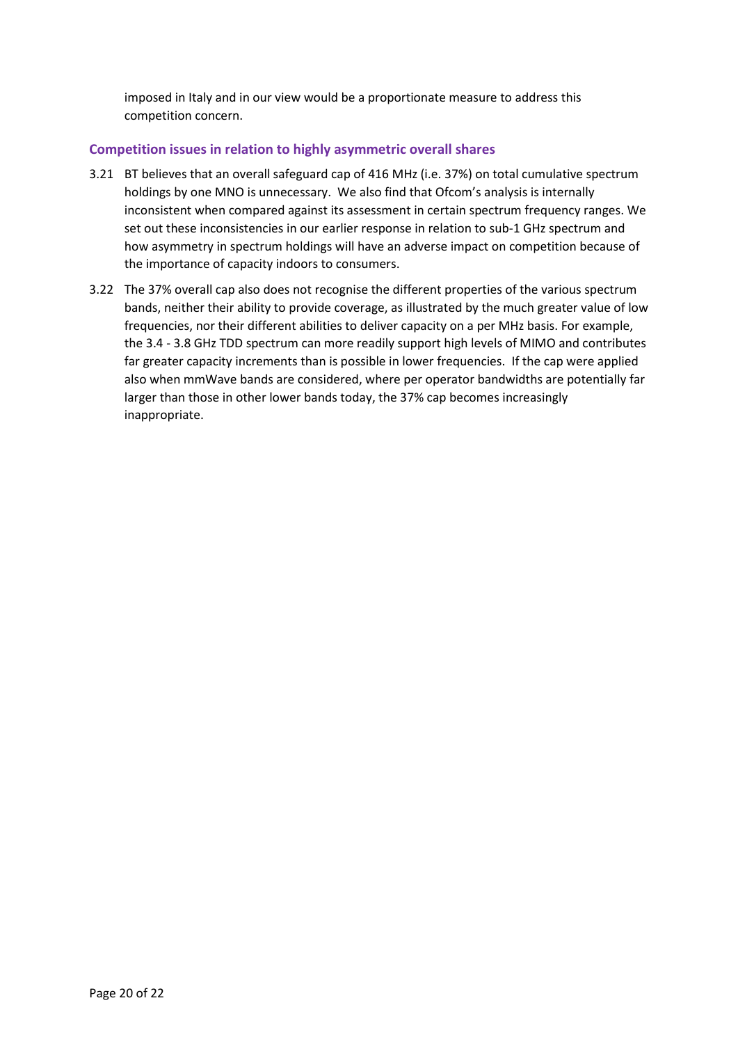imposed in Italy and in our view would be a proportionate measure to address this competition concern.

### Competition issues in relation to highly asymmetric overall shares

3.21 BT believes that an overall safeguard cap of 416 MHz (i.e. 37%) on total cumulative spectrum holdings by one MNO is unnecessary. We also find that Ofcom's analysis is internally inconsistent when compared against its assessment in certain spectrum frequency ranges. We set out these inconsistencies in our earlier response in relation to sub-1 GHz spectrum and how asymmetry in spectrum holdings will have an adverse impact on competition because of the importance of capacity indoors to consumers.

3.22 The 37% overall cap also does not recognise the different properties of the various spectrum bands, neither their ability to provide coverage, as illustrated by the much greater value of low frequencies, nor their different abilities to deliver capacity on a per MHz basis. For example, the 3.4 - 3.8 GHz TDD spectrum can more readily support high levels of MIMO and contributes far greater capacity increments than is possible in lower frequencies. If the cap were applied also when mmWave bands are considered, where per operator bandwidths are potentially far larger than those in other lower bands today, the 37% cap becomes increasingly inappropriate.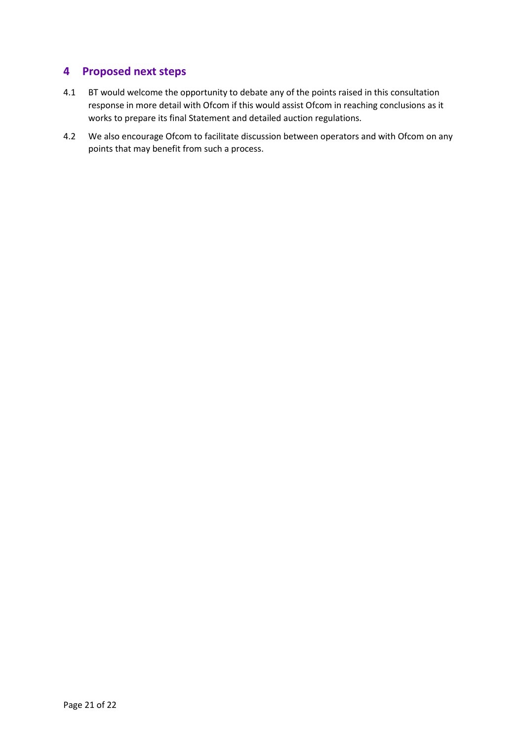## 4 Proposed next steps

4.1 BT would welcome the opportunity to debate any of the points raised in this consultation response in more detail with Ofcom if this would assist Ofcom in reaching conclusions as it works to prepare its final Statement and detailed auction regulations.

4.2 We also encourage Ofcom to facilitate discussion between operators and with Ofcom on any points that may benefit from such a process.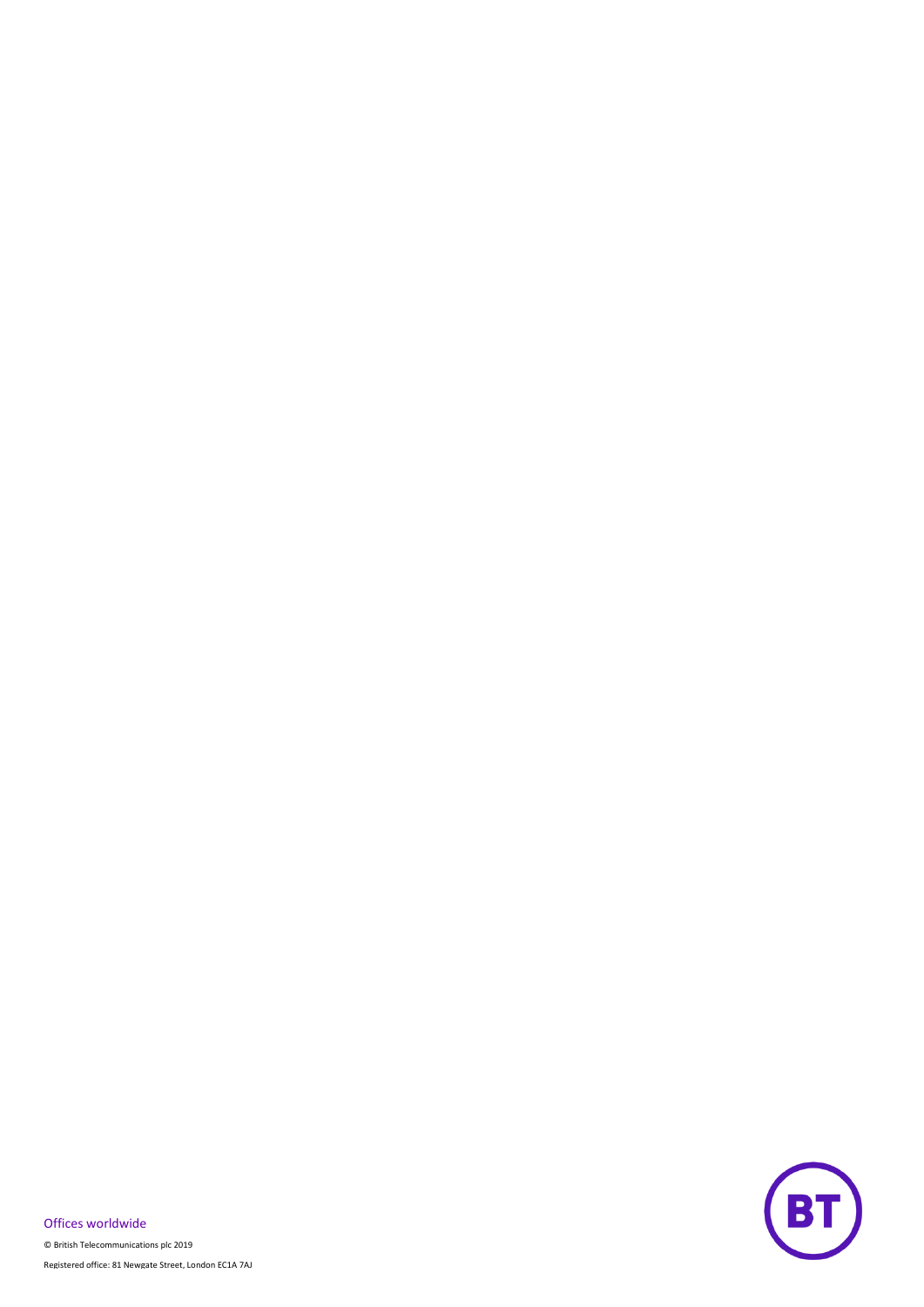Offices worldwide

© British Telecommunications plc 2019

Registered office: 81 Newgate Street, London EC1A 7AJ